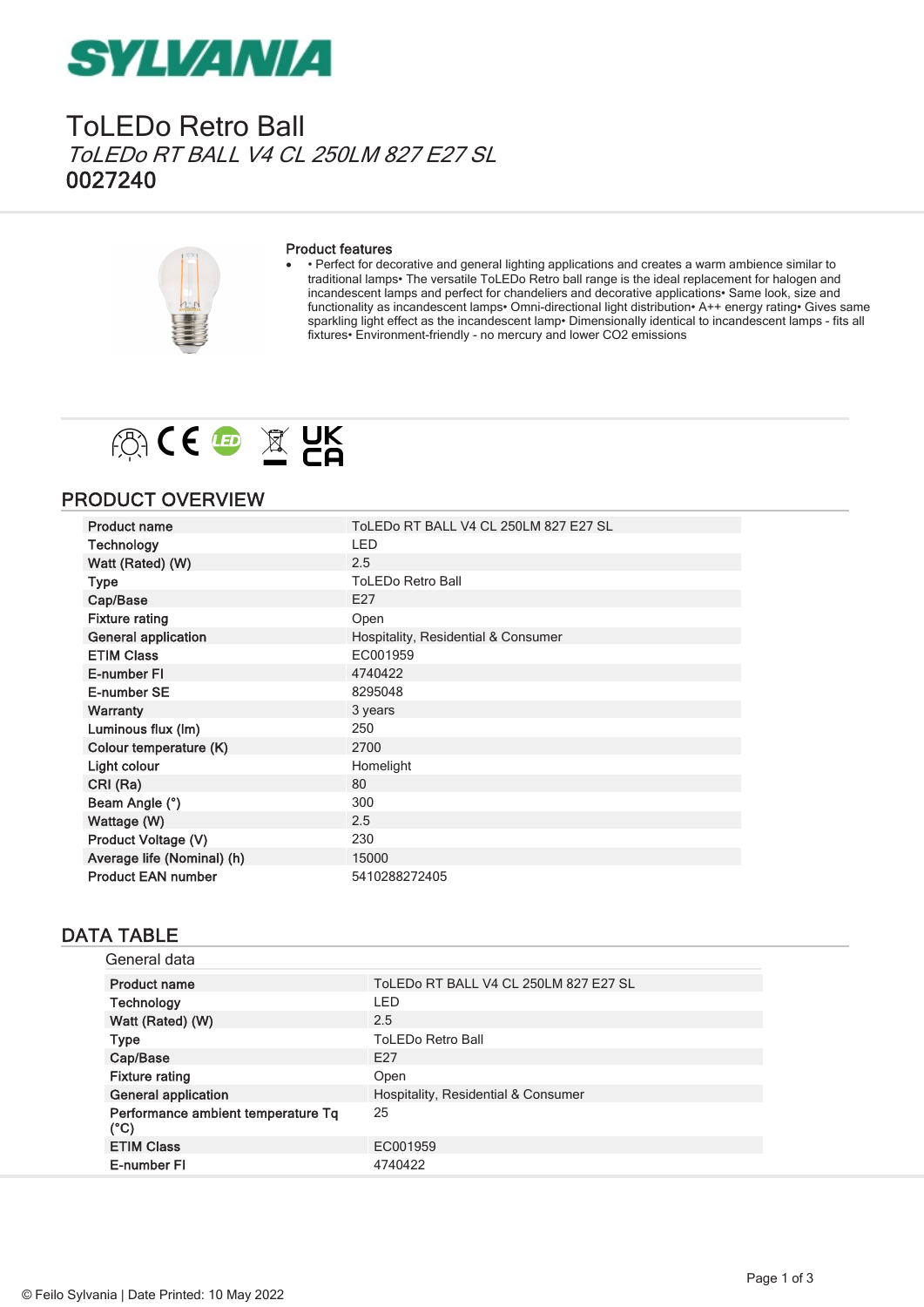SYLVANIA

# ToLEDo Retro Ball

*ToLEDo RT BALL V4 CL 250LM 827 E27 SL*

**0027240**

### Product features

- • Perfect for decorative and general lighting applications and creates a warm ambience similar to traditional lamps• The versatile ToLEDo Retro ball range is the ideal replacement for halogen and incandescent lamps and perfect for chandeliers and decorative applications• Same look, size and functionality as incandescent lamps• Omni-directional light distribution• A++ energy rating• Gives same sparkling light effect as the incandescent lamp• Dimensionally identical to incandescent lamps - fits all fixtures• Environment-friendly - no mercury and lower CO2 emissions

## PRODUCT OVERVIEW

| | |
|---|---|
| **Product name** | ToLEDo RT BALL V4 CL 250LM 827 E27 SL |
| **Technology** | LED |
| **Watt (Rated) (W)** | 2.5 |
| **Type** | ToLEDo Retro Ball |
| **Cap/Base** | E27 |
| **Fixture rating** | Open |
| **General application** | Hospitality, Residential & Consumer |
| **ETIM Class** | EC001959 |
| **E-number FI** | 4740422 |
| **E-number SE** | 8295048 |
| **Warranty** | 3 years |
| **Luminous flux (lm)** | 250 |
| **Colour temperature (K)** | 2700 |
| **Light colour** | Homelight |
| **CRI (Ra)** | 80 |
| **Beam Angle (°)** | 300 |
| **Wattage (W)** | 2.5 |
| **Product Voltage (V)** | 230 |
| **Average life (Nominal) (h)** | 15000 |
| **Product EAN number** | 5410288272405 |

## DATA TABLE

### General data

| | |
|---|---|
| **Product name** | ToLEDo RT BALL V4 CL 250LM 827 E27 SL |
| **Technology** | LED |
| **Watt (Rated) (W)** | 2.5 |
| **Type** | ToLEDo Retro Ball |
| **Cap/Base** | E27 |
| **Fixture rating** | Open |
| **General application** | Hospitality, Residential & Consumer |
| **Performance ambient temperature Tq (°C)** | 25 |
| **ETIM Class** | EC001959 |
| **E-number FI** | 4740422 |

© Feilo Sylvania | Date Printed: 10 May 2022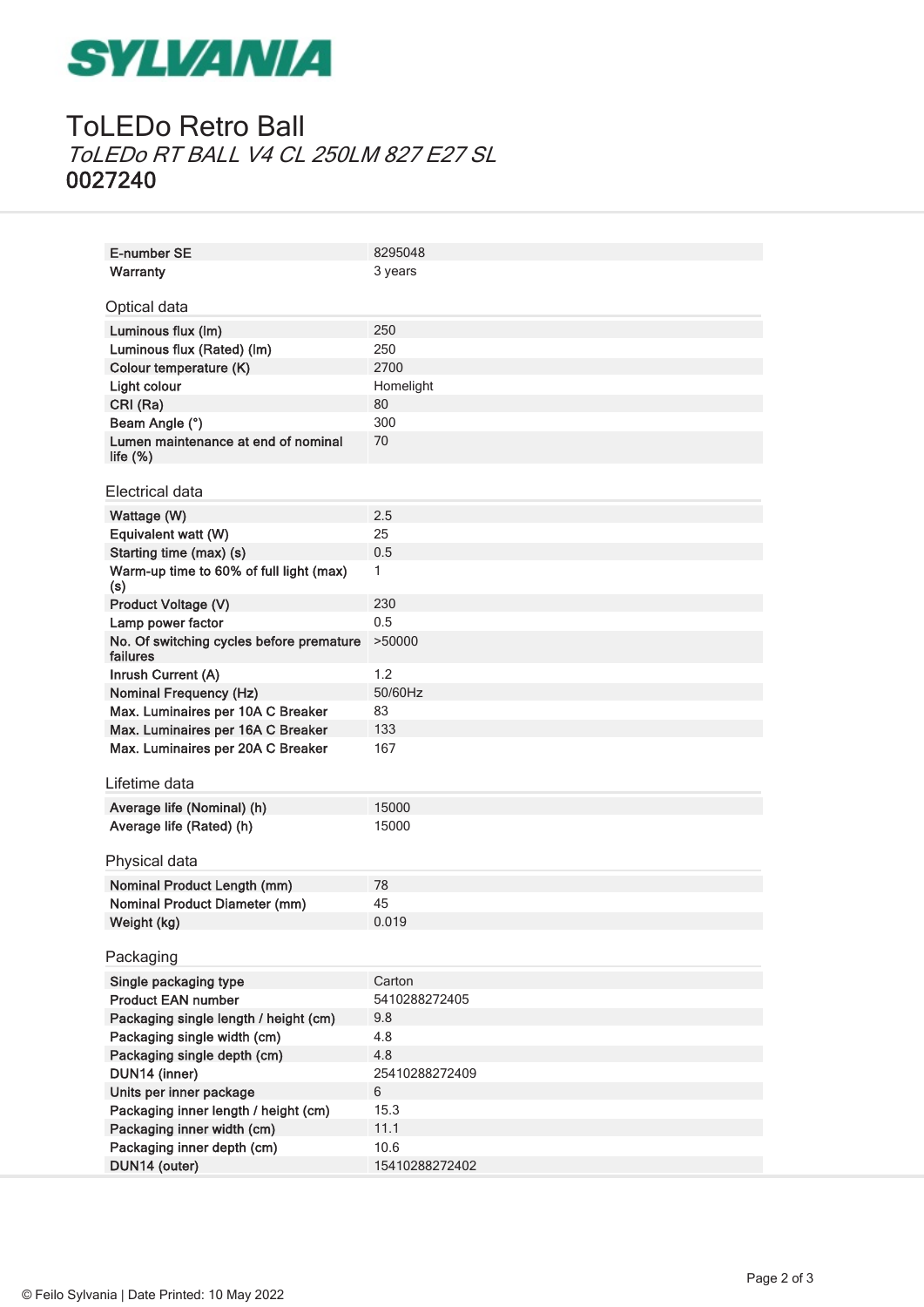# ToLEDo Retro Ball

*ToLEDo RT BALL V4 CL 250LM 827 E27 SL*

**0027240**

| | |
|---|---|
| E-number SE | 8295048 |
| Warranty | 3 years |

## Optical data

| | |
|---|---|
| Luminous flux (lm) | 250 |
| Luminous flux (Rated) (lm) | 250 |
| Colour temperature (K) | 2700 |
| Light colour | Homelight |
| CRI (Ra) | 80 |
| Beam Angle (°) | 300 |
| Lumen maintenance at end of nominal life (%) | 70 |

## Electrical data

| | |
|---|---|
| Wattage (W) | 2.5 |
| Equivalent watt (W) | 25 |
| Starting time (max) (s) | 0.5 |
| Warm-up time to 60% of full light (max) (s) | 1 |
| Product Voltage (V) | 230 |
| Lamp power factor | 0.5 |
| No. Of switching cycles before premature failures | >50000 |
| Inrush Current (A) | 1.2 |
| Nominal Frequency (Hz) | 50/60Hz |
| Max. Luminaires per 10A C Breaker | 83 |
| Max. Luminaires per 16A C Breaker | 133 |
| Max. Luminaires per 20A C Breaker | 167 |

## Lifetime data

| | |
|---|---|
| Average life (Nominal) (h) | 15000 |
| Average life (Rated) (h) | 15000 |

## Physical data

| | |
|---|---|
| Nominal Product Length (mm) | 78 |
| Nominal Product Diameter (mm) | 45 |
| Weight (kg) | 0.019 |

## Packaging

| | |
|---|---|
| Single packaging type | Carton |
| Product EAN number | 5410288272405 |
| Packaging single length / height (cm) | 9.8 |
| Packaging single width (cm) | 4.8 |
| Packaging single depth (cm) | 4.8 |
| DUN14 (inner) | 25410288272409 |
| Units per inner package | 6 |
| Packaging inner length / height (cm) | 15.3 |
| Packaging inner width (cm) | 11.1 |
| Packaging inner depth (cm) | 10.6 |
| DUN14 (outer) | 15410288272402 |

© Feilo Sylvania | Date Printed: 10 May 2022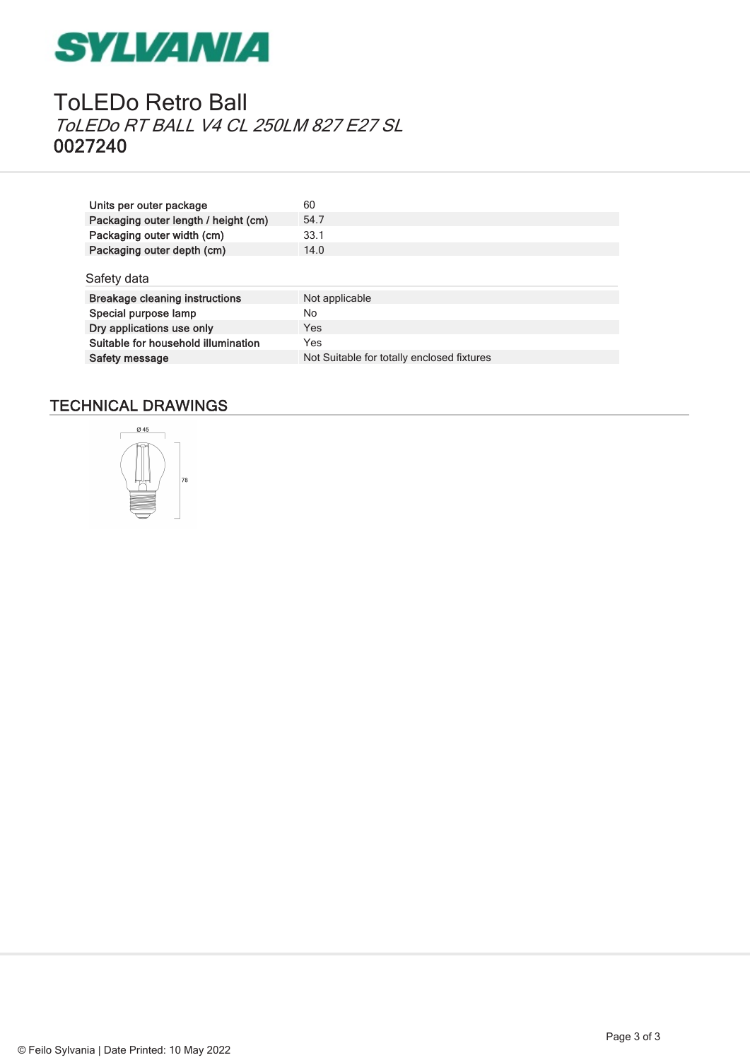# ToLEDo Retro Ball

*ToLEDo RT BALL V4 CL 250LM 827 E27 SL*

**0027240**

| | |
|---|---|
| **Units per outer package** | 60 |
| **Packaging outer length / height (cm)** | 54.7 |
| **Packaging outer width (cm)** | 33.1 |
| **Packaging outer depth (cm)** | 14.0 |

## Safety data

| | |
|---|---|
| **Breakage cleaning instructions** | Not applicable |
| **Special purpose lamp** | No |
| **Dry applications use only** | Yes |
| **Suitable for household illumination** | Yes |
| **Safety message** | Not Suitable for totally enclosed fixtures |

## TECHNICAL DRAWINGS

Ø 45

78

© Feilo Sylvania | Date Printed: 10 May 2022